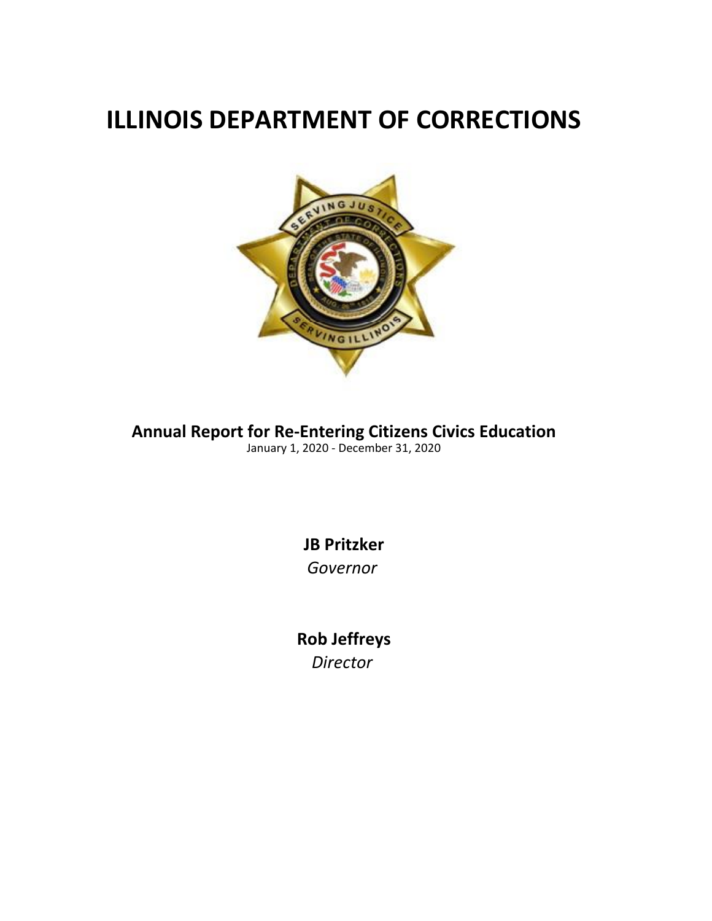# ILLINOIS DEPARTMENT OF CORRECTIONS

**Annual Report for Re-Entering Citizens Civics Education**

January 1, 2020 - December 31, 2020

**JB Pritzker**

*Governor*

**Rob Jeffreys**

*Director*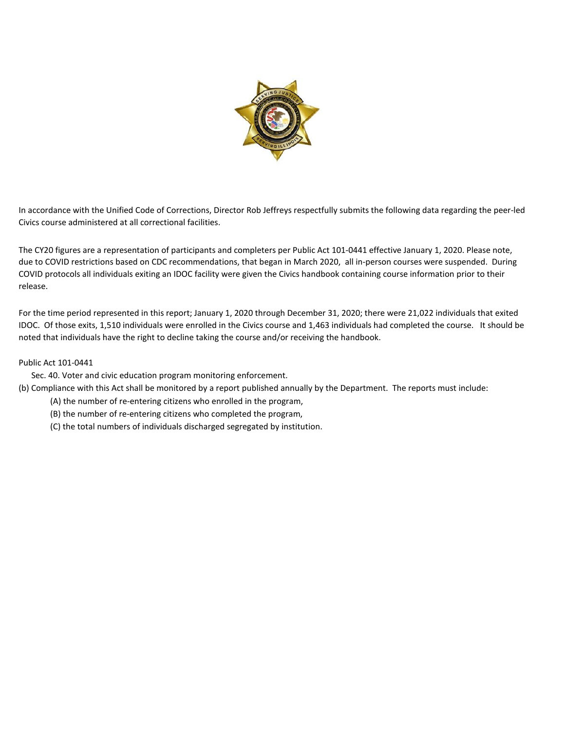In accordance with the Unified Code of Corrections, Director Rob Jeffreys respectfully submits the following data regarding the peer-led Civics course administered at all correctional facilities.

The CY20 figures are a representation of participants and completers per Public Act 101-0441 effective January 1, 2020. Please note, due to COVID restrictions based on CDC recommendations, that began in March 2020, all in-person courses were suspended. During COVID protocols all individuals exiting an IDOC facility were given the Civics handbook containing course information prior to their release.

For the time period represented in this report; January 1, 2020 through December 31, 2020; there were 21,022 individuals that exited IDOC. Of those exits, 1,510 individuals were enrolled in the Civics course and 1,463 individuals had completed the course. It should be noted that individuals have the right to decline taking the course and/or receiving the handbook.

Public Act 101-0441

Sec. 40. Voter and civic education program monitoring enforcement.

(b) Compliance with this Act shall be monitored by a report published annually by the Department. The reports must include:

(A) the number of re-entering citizens who enrolled in the program,

(B) the number of re-entering citizens who completed the program,

(C) the total numbers of individuals discharged segregated by institution.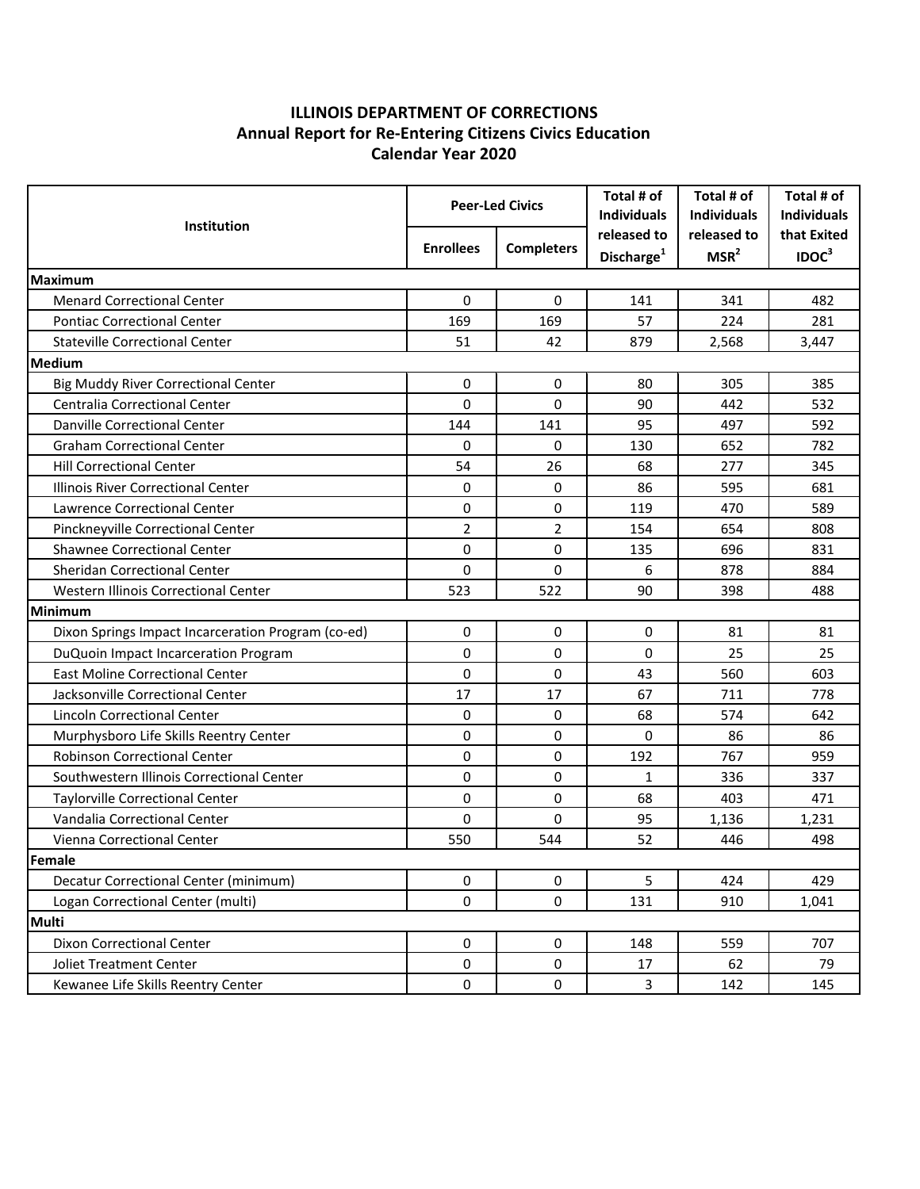# ILLINOIS DEPARTMENT OF CORRECTIONS
## Annual Report for Re-Entering Citizens Civics Education
## Calendar Year 2020

| Institution | Peer-Led Civics | | Total # of Individuals released to Discharge[1] | Total # of Individuals released to MSR[2] | Total # of Individuals that Exited IDOC[3] |
|---|---|---|---|---|---|
| | Enrollees | Completers | | | |
| **Maximum** | | | | | |
| Menard Correctional Center | 0 | 0 | 141 | 341 | 482 |
| Pontiac Correctional Center | 169 | 169 | 57 | 224 | 281 |
| Stateville Correctional Center | 51 | 42 | 879 | 2,568 | 3,447 |
| **Medium** | | | | | |
| Big Muddy River Correctional Center | 0 | 0 | 80 | 305 | 385 |
| Centralia Correctional Center | 0 | 0 | 90 | 442 | 532 |
| Danville Correctional Center | 144 | 141 | 95 | 497 | 592 |
| Graham Correctional Center | 0 | 0 | 130 | 652 | 782 |
| Hill Correctional Center | 54 | 26 | 68 | 277 | 345 |
| Illinois River Correctional Center | 0 | 0 | 86 | 595 | 681 |
| Lawrence Correctional Center | 0 | 0 | 119 | 470 | 589 |
| Pinckneyville Correctional Center | 2 | 2 | 154 | 654 | 808 |
| Shawnee Correctional Center | 0 | 0 | 135 | 696 | 831 |
| Sheridan Correctional Center | 0 | 0 | 6 | 878 | 884 |
| Western Illinois Correctional Center | 523 | 522 | 90 | 398 | 488 |
| **Minimum** | | | | | |
| Dixon Springs Impact Incarceration Program (co-ed) | 0 | 0 | 0 | 81 | 81 |
| DuQuoin Impact Incarceration Program | 0 | 0 | 0 | 25 | 25 |
| East Moline Correctional Center | 0 | 0 | 43 | 560 | 603 |
| Jacksonville Correctional Center | 17 | 17 | 67 | 711 | 778 |
| Lincoln Correctional Center | 0 | 0 | 68 | 574 | 642 |
| Murphysboro Life Skills Reentry Center | 0 | 0 | 0 | 86 | 86 |
| Robinson Correctional Center | 0 | 0 | 192 | 767 | 959 |
| Southwestern Illinois Correctional Center | 0 | 0 | 1 | 336 | 337 |
| Taylorville Correctional Center | 0 | 0 | 68 | 403 | 471 |
| Vandalia Correctional Center | 0 | 0 | 95 | 1,136 | 1,231 |
| Vienna Correctional Center | 550 | 544 | 52 | 446 | 498 |
| **Female** | | | | | |
| Decatur Correctional Center (minimum) | 0 | 0 | 5 | 424 | 429 |
| Logan Correctional Center (multi) | 0 | 0 | 131 | 910 | 1,041 |
| **Multi** | | | | | |
| Dixon Correctional Center | 0 | 0 | 148 | 559 | 707 |
| Joliet Treatment Center | 0 | 0 | 17 | 62 | 79 |
| Kewanee Life Skills Reentry Center | 0 | 0 | 3 | 142 | 145 |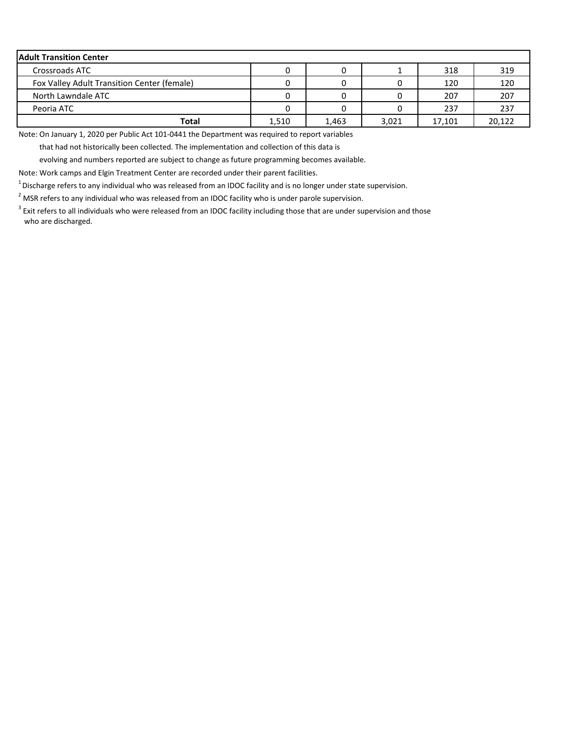| Adult Transition Center | | | | | |
|---|---|---|---|---|---|
| Crossroads ATC | 0 | 0 | 1 | 318 | 319 |
| Fox Valley Adult Transition Center (female) | 0 | 0 | 0 | 120 | 120 |
| North Lawndale ATC | 0 | 0 | 0 | 207 | 207 |
| Peoria ATC | 0 | 0 | 0 | 237 | 237 |
| **Total** | 1,510 | 1,463 | 3,021 | 17,101 | 20,122 |

Note: On January 1, 2020 per Public Act 101-0441 the Department was required to report variables that had not historically been collected. The implementation and collection of this data is evolving and numbers reported are subject to change as future programming becomes available.

Note: Work camps and Elgin Treatment Center are recorded under their parent facilities.

[1] Discharge refers to any individual who was released from an IDOC facility and is no longer under state supervision.

[2] MSR refers to any individual who was released from an IDOC facility who is under parole supervision.

[3] Exit refers to all individuals who were released from an IDOC facility including those that are under supervision and those who are discharged.